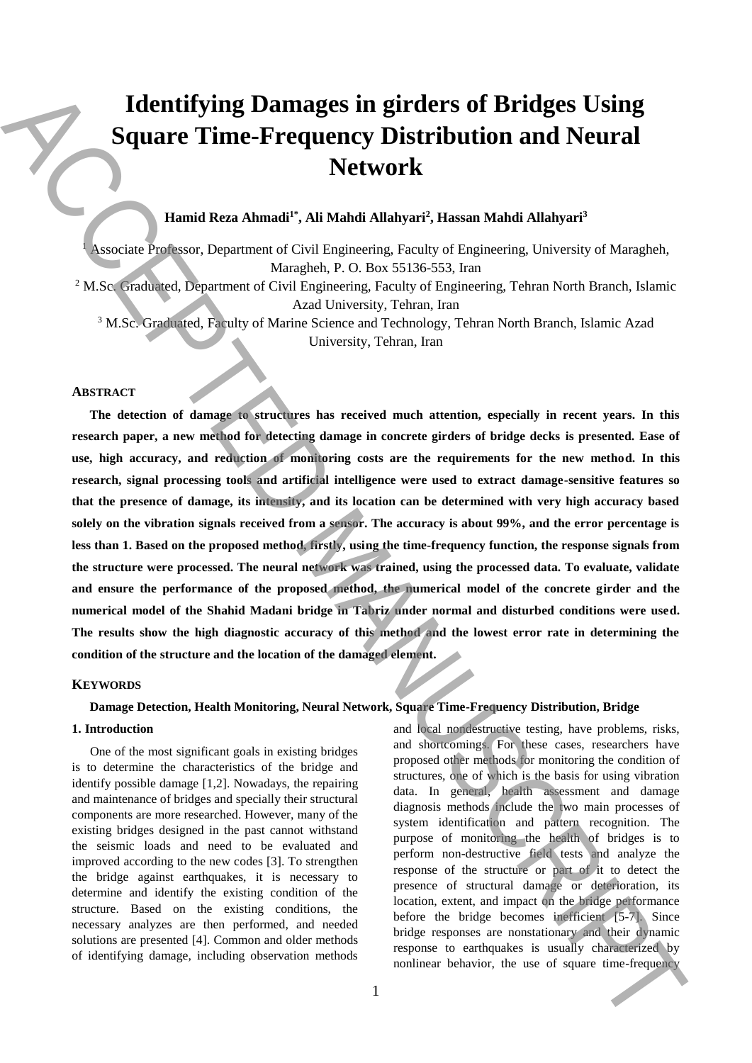# Identifying Damages in girders of Bridges Using Square Time-Frequency Distribution and Neural Network

**Hamid Reza Ahmadi[1*], Ali Mahdi Allahyari[2], Hassan Mahdi Allahyari[3]**

[1] Associate Professor, Department of Civil Engineering, Faculty of Engineering, University of Maragheh, Maragheh, P. O. Box 55136-553, Iran

[2] M.Sc. Graduated, Department of Civil Engineering, Faculty of Engineering, Tehran North Branch, Islamic Azad University, Tehran, Iran

[3] M.Sc. Graduated, Faculty of Marine Science and Technology, Tehran North Branch, Islamic Azad University, Tehran, Iran

## Abstract

**The detection of damage to structures has received much attention, especially in recent years. In this research paper, a new method for detecting damage in concrete girders of bridge decks is presented. Ease of use, high accuracy, and reduction of monitoring costs are the requirements for the new method. In this research, signal processing tools and artificial intelligence were used to extract damage-sensitive features so that the presence of damage, its intensity, and its location can be determined with very high accuracy based solely on the vibration signals received from a sensor. The accuracy is about 99%, and the error percentage is less than 1. Based on the proposed method, firstly, using the time-frequency function, the response signals from the structure were processed. The neural network was trained, using the processed data. To evaluate, validate and ensure the performance of the proposed method, the numerical model of the concrete girder and the numerical model of the Shahid Madani bridge in Tabriz under normal and disturbed conditions were used. The results show the high diagnostic accuracy of this method and the lowest error rate in determining the condition of the structure and the location of the damaged element.**

## Keywords

**Damage Detection, Health Monitoring, Neural Network, Square Time-Frequency Distribution, Bridge**

## 1. Introduction

One of the most significant goals in existing bridges is to determine the characteristics of the bridge and identify possible damage [1,2]. Nowadays, the repairing and maintenance of bridges and specially their structural components are more researched. However, many of the existing bridges designed in the past cannot withstand the seismic loads and need to be evaluated and improved according to the new codes [3]. To strengthen the bridge against earthquakes, it is necessary to determine and identify the existing condition of the structure. Based on the existing conditions, the necessary analyzes are then performed, and needed solutions are presented [4]. Common and older methods of identifying damage, including observation methods and local nondestructive testing, have problems, risks, and shortcomings. For these cases, researchers have proposed other methods for monitoring the condition of structures, one of which is the basis for using vibration data. In general, health assessment and damage diagnosis methods include the two main processes of system identification and pattern recognition. The purpose of monitoring the health of bridges is to perform non-destructive field tests and analyze the response of the structure or part of it to detect the presence of structural damage or deterioration, its location, extent, and impact on the bridge performance before the bridge becomes inefficient [5-7]. Since bridge responses are nonstationary and their dynamic response to earthquakes is usually characterized by nonlinear behavior, the use of square time-frequency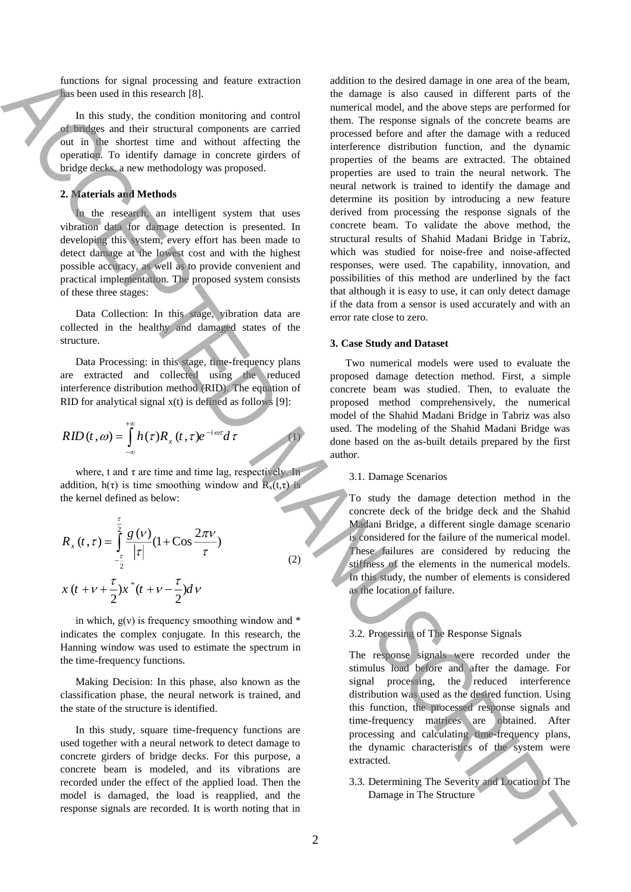functions for signal processing and feature extraction has been used in this research [8].

In this study, the condition monitoring and control of bridges and their structural components are carried out in the shortest time and without affecting the operation. To identify damage in concrete girders of bridge decks, a new methodology was proposed.

## 2. Materials and Methods

In the research, an intelligent system that uses vibration data for damage detection is presented. In developing this system, every effort has been made to detect damage at the lowest cost and with the highest possible accuracy, as well as to provide convenient and practical implementation. The proposed system consists of these three stages:

Data Collection: In this stage, vibration data are collected in the healthy and damaged states of the structure.

Data Processing: in this stage, time-frequency plans are extracted and collected using the reduced interference distribution method (RID). The equation of RID for analytical signal x(t) is defined as follows [9]:

$$RID(t,\omega) = \int_{-\infty}^{+\infty} h(\tau) R_x(t,\tau) e^{-i\omega\tau} d\tau \qquad (1)$$

where, t and τ are time and time lag, respectively. In addition, h(τ) is time smoothing window and $R_x(t,\tau)$ is the kernel defined as below:

$$R_x(t,\tau) = \int_{-\frac{\tau}{2}}^{\frac{\tau}{2}} \frac{g(\nu)}{|\tau|}\left(1+\mathrm{Cos}\frac{2\pi\nu}{\tau}\right) x\left(t+\nu+\frac{\tau}{2}\right)x^*\left(t+\nu-\frac{\tau}{2}\right)d\nu \qquad (2)$$

in which, g(ν) is frequency smoothing window and * indicates the complex conjugate. In this research, the Hanning window was used to estimate the spectrum in the time-frequency functions.

Making Decision: In this phase, also known as the classification phase, the neural network is trained, and the state of the structure is identified.

In this study, square time-frequency functions are used together with a neural network to detect damage to concrete girders of bridge decks. For this purpose, a concrete beam is modeled, and its vibrations are recorded under the effect of the applied load. Then the model is damaged, the load is reapplied, and the response signals are recorded. It is worth noting that in addition to the desired damage in one area of the beam, the damage is also caused in different parts of the numerical model, and the above steps are performed for them. The response signals of the concrete beams are processed before and after the damage with a reduced interference distribution function, and the dynamic properties of the beams are extracted. The obtained properties are used to train the neural network. The neural network is trained to identify the damage and determine its position by introducing a new feature derived from processing the response signals of the concrete beam. To validate the above method, the structural results of Shahid Madani Bridge in Tabriz, which was studied for noise-free and noise-affected responses, were used. The capability, innovation, and possibilities of this method are underlined by the fact that although it is easy to use, it can only detect damage if the data from a sensor is used accurately and with an error rate close to zero.

## 3. Case Study and Dataset

Two numerical models were used to evaluate the proposed damage detection method. First, a simple concrete beam was studied. Then, to evaluate the proposed method comprehensively, the numerical model of the Shahid Madani Bridge in Tabriz was also used. The modeling of the Shahid Madani Bridge was done based on the as-built details prepared by the first author.

### 3.1. Damage Scenarios

To study the damage detection method in the concrete deck of the bridge deck and the Shahid Madani Bridge, a different single damage scenario is considered for the failure of the numerical model. These failures are considered by reducing the stiffness of the elements in the numerical models. In this study, the number of elements is considered as the location of failure.

### 3.2. Processing of The Response Signals

The response signals were recorded under the stimulus load before and after the damage. For signal processing, the reduced interference distribution was used as the desired function. Using this function, the processed response signals and time-frequency matrices are obtained. After processing and calculating time-frequency plans, the dynamic characteristics of the system were extracted.

### 3.3. Determining The Severity and Location of The Damage in The Structure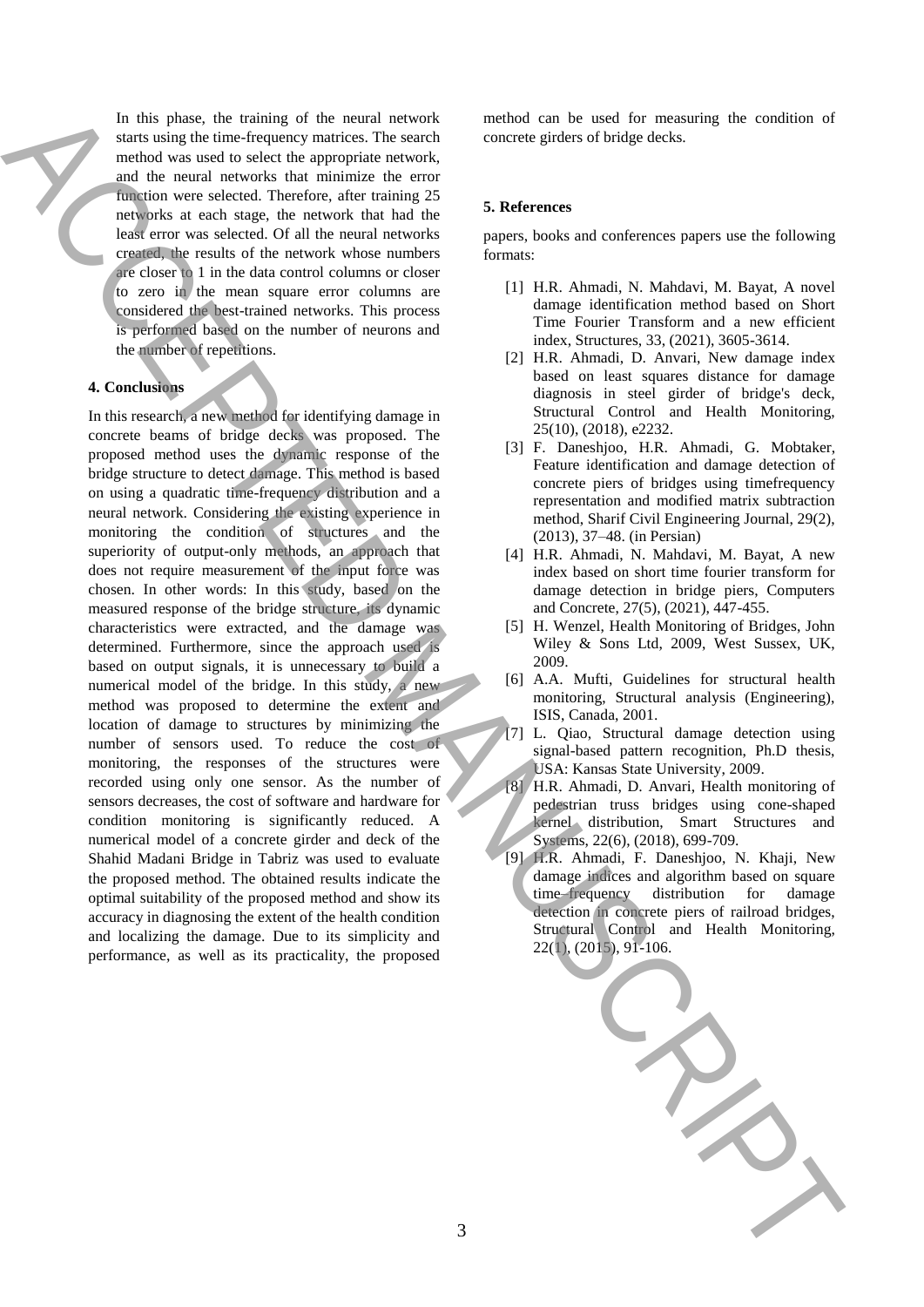In this phase, the training of the neural network starts using the time-frequency matrices. The search method was used to select the appropriate network, and the neural networks that minimize the error function were selected. Therefore, after training 25 networks at each stage, the network that had the least error was selected. Of all the neural networks created, the results of the network whose numbers are closer to 1 in the data control columns or closer to zero in the mean square error columns are considered the best-trained networks. This process is performed based on the number of neurons and the number of repetitions.

## 4. Conclusions

In this research, a new method for identifying damage in concrete beams of bridge decks was proposed. The proposed method uses the dynamic response of the bridge structure to detect damage. This method is based on using a quadratic time-frequency distribution and a neural network. Considering the existing experience in monitoring the condition of structures and the superiority of output-only methods, an approach that does not require measurement of the input force was chosen. In other words: In this study, based on the measured response of the bridge structure, its dynamic characteristics were extracted, and the damage was determined. Furthermore, since the approach used is based on output signals, it is unnecessary to build a numerical model of the bridge. In this study, a new method was proposed to determine the extent and location of damage to structures by minimizing the number of sensors used. To reduce the cost of monitoring, the responses of the structures were recorded using only one sensor. As the number of sensors decreases, the cost of software and hardware for condition monitoring is significantly reduced. A numerical model of a concrete girder and deck of the Shahid Madani Bridge in Tabriz was used to evaluate the proposed method. The obtained results indicate the optimal suitability of the proposed method and show its accuracy in diagnosing the extent of the health condition and localizing the damage. Due to its simplicity and performance, as well as its practicality, the proposed method can be used for measuring the condition of concrete girders of bridge decks.

## 5. References

papers, books and conferences papers use the following formats:

[1] H.R. Ahmadi, N. Mahdavi, M. Bayat, A novel damage identification method based on Short Time Fourier Transform and a new efficient index, Structures, 33, (2021), 3605-3614.

[2] H.R. Ahmadi, D. Anvari, New damage index based on least squares distance for damage diagnosis in steel girder of bridge's deck, Structural Control and Health Monitoring, 25(10), (2018), e2232.

[3] F. Daneshjoo, H.R. Ahmadi, G. Mobtaker, Feature identification and damage detection of concrete piers of bridges using timefrequency representation and modified matrix subtraction method, Sharif Civil Engineering Journal, 29(2), (2013), 37–48. (in Persian)

[4] H.R. Ahmadi, N. Mahdavi, M. Bayat, A new index based on short time fourier transform for damage detection in bridge piers, Computers and Concrete, 27(5), (2021), 447-455.

[5] H. Wenzel, Health Monitoring of Bridges, John Wiley & Sons Ltd, 2009, West Sussex, UK, 2009.

[6] A.A. Mufti, Guidelines for structural health monitoring, Structural analysis (Engineering), ISIS, Canada, 2001.

[7] L. Qiao, Structural damage detection using signal-based pattern recognition, Ph.D thesis, USA: Kansas State University, 2009.

[8] H.R. Ahmadi, D. Anvari, Health monitoring of pedestrian truss bridges using cone-shaped kernel distribution, Smart Structures and Systems, 22(6), (2018), 699-709.

[9] H.R. Ahmadi, F. Daneshjoo, N. Khaji, New damage indices and algorithm based on square time–frequency distribution for damage detection in concrete piers of railroad bridges, Structural Control and Health Monitoring, 22(1), (2015), 91-106.